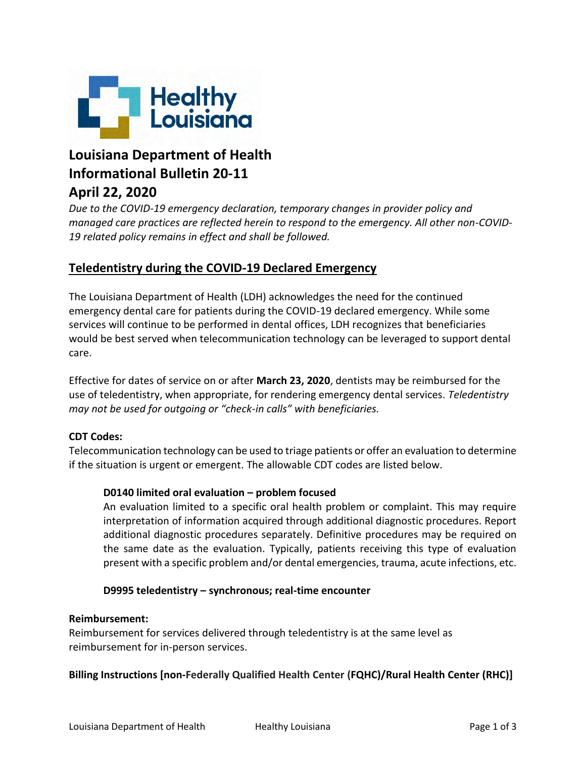# Louisiana Department of Health
# Informational Bulletin 20-11
# April 22, 2020

*Due to the COVID-19 emergency declaration, temporary changes in provider policy and managed care practices are reflected herein to respond to the emergency. All other non-COVID-19 related policy remains in effect and shall be followed.*

## Teledentistry during the COVID-19 Declared Emergency

The Louisiana Department of Health (LDH) acknowledges the need for the continued emergency dental care for patients during the COVID-19 declared emergency. While some services will continue to be performed in dental offices, LDH recognizes that beneficiaries would be best served when telecommunication technology can be leveraged to support dental care.

Effective for dates of service on or after **March 23, 2020**, dentists may be reimbursed for the use of teledentistry, when appropriate, for rendering emergency dental services. *Teledentistry may not be used for outgoing or "check-in calls" with beneficiaries.*

**CDT Codes:**
Telecommunication technology can be used to triage patients or offer an evaluation to determine if the situation is urgent or emergent. The allowable CDT codes are listed below.

> **D0140 limited oral evaluation – problem focused**
> An evaluation limited to a specific oral health problem or complaint. This may require interpretation of information acquired through additional diagnostic procedures. Report additional diagnostic procedures separately. Definitive procedures may be required on the same date as the evaluation. Typically, patients receiving this type of evaluation present with a specific problem and/or dental emergencies, trauma, acute infections, etc.
>
> **D9995 teledentistry – synchronous; real-time encounter**

**Reimbursement:**
Reimbursement for services delivered through teledentistry is at the same level as reimbursement for in-person services.

**Billing Instructions [non-Federally Qualified Health Center (FQHC)/Rural Health Center (RHC)]**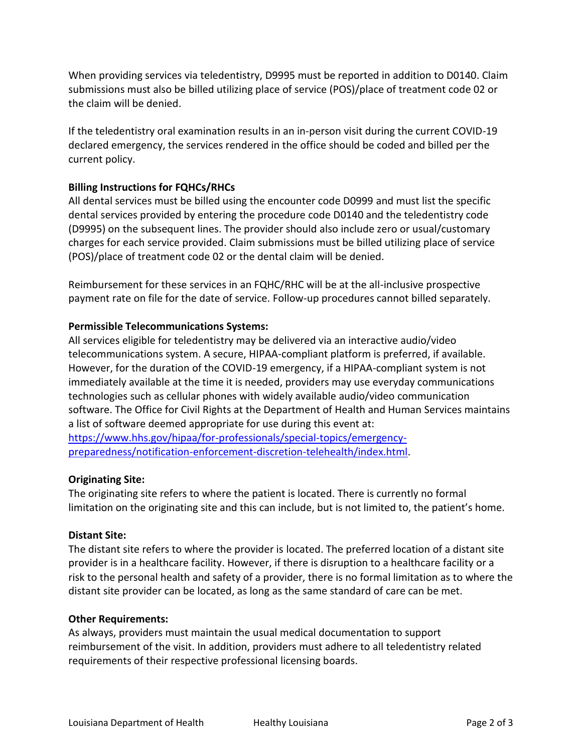When providing services via teledentistry, D9995 must be reported in addition to D0140. Claim submissions must also be billed utilizing place of service (POS)/place of treatment code 02 or the claim will be denied.

If the teledentistry oral examination results in an in-person visit during the current COVID-19 declared emergency, the services rendered in the office should be coded and billed per the current policy.

**Billing Instructions for FQHCs/RHCs**

All dental services must be billed using the encounter code D0999 and must list the specific dental services provided by entering the procedure code D0140 and the teledentistry code (D9995) on the subsequent lines. The provider should also include zero or usual/customary charges for each service provided. Claim submissions must be billed utilizing place of service (POS)/place of treatment code 02 or the dental claim will be denied.

Reimbursement for these services in an FQHC/RHC will be at the all-inclusive prospective payment rate on file for the date of service. Follow-up procedures cannot billed separately.

**Permissible Telecommunications Systems:**

All services eligible for teledentistry may be delivered via an interactive audio/video telecommunications system. A secure, HIPAA-compliant platform is preferred, if available. However, for the duration of the COVID-19 emergency, if a HIPAA-compliant system is not immediately available at the time it is needed, providers may use everyday communications technologies such as cellular phones with widely available audio/video communication software. The Office for Civil Rights at the Department of Health and Human Services maintains a list of software deemed appropriate for use during this event at: [https://www.hhs.gov/hipaa/for-professionals/special-topics/emergency-preparedness/notification-enforcement-discretion-telehealth/index.html](https://www.hhs.gov/hipaa/for-professionals/special-topics/emergency-preparedness/notification-enforcement-discretion-telehealth/index.html).

**Originating Site:**

The originating site refers to where the patient is located. There is currently no formal limitation on the originating site and this can include, but is not limited to, the patient's home.

**Distant Site:**

The distant site refers to where the provider is located. The preferred location of a distant site provider is in a healthcare facility. However, if there is disruption to a healthcare facility or a risk to the personal health and safety of a provider, there is no formal limitation as to where the distant site provider can be located, as long as the same standard of care can be met.

**Other Requirements:**

As always, providers must maintain the usual medical documentation to support reimbursement of the visit. In addition, providers must adhere to all teledentistry related requirements of their respective professional licensing boards.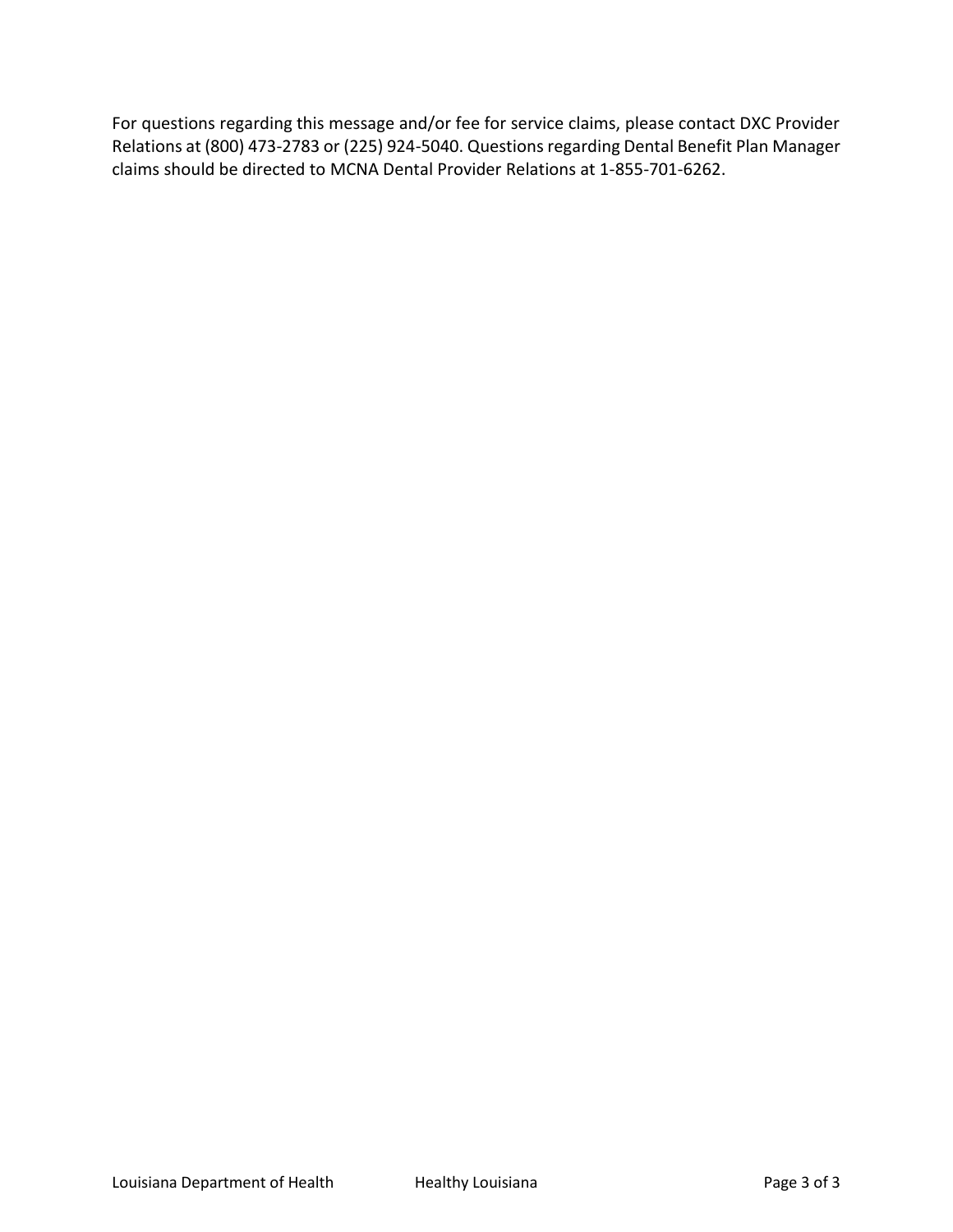For questions regarding this message and/or fee for service claims, please contact DXC Provider Relations at (800) 473-2783 or (225) 924-5040. Questions regarding Dental Benefit Plan Manager claims should be directed to MCNA Dental Provider Relations at 1-855-701-6262.